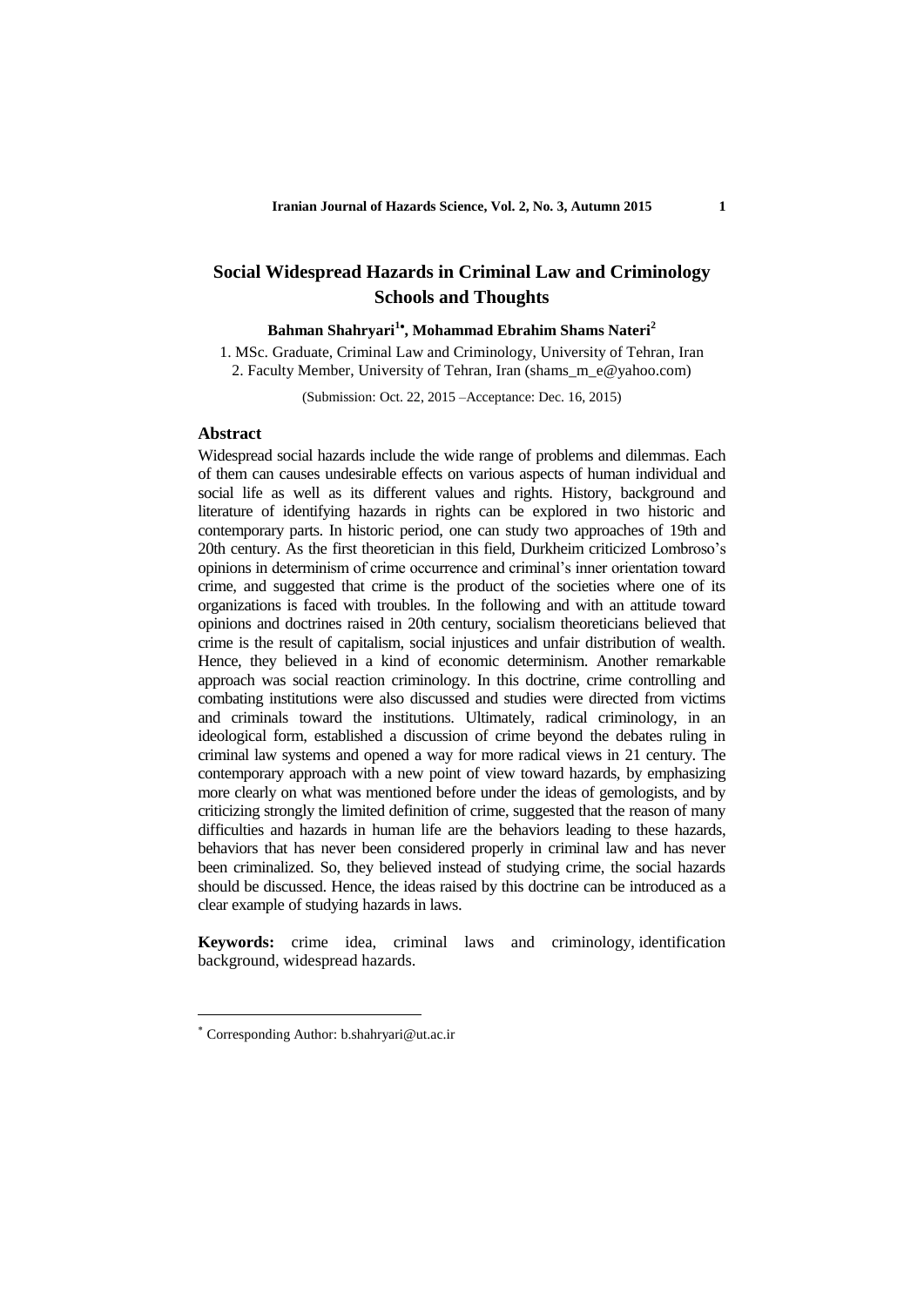# Social Widespread Hazards in Criminal Law and Criminology Schools and Thoughts

**Bahman Shahryari[1*], Mohammad Ebrahim Shams Nateri[2]**

1. MSc. Graduate, Criminal Law and Criminology, University of Tehran, Iran
2. Faculty Member, University of Tehran, Iran (shams_m_e@yahoo.com)

(Submission: Oct. 22, 2015 –Acceptance: Dec. 16, 2015)

## Abstract

Widespread social hazards include the wide range of problems and dilemmas. Each of them can causes undesirable effects on various aspects of human individual and social life as well as its different values and rights. History, background and literature of identifying hazards in rights can be explored in two historic and contemporary parts. In historic period, one can study two approaches of 19th and 20th century. As the first theoretician in this field, Durkheim criticized Lombroso's opinions in determinism of crime occurrence and criminal's inner orientation toward crime, and suggested that crime is the product of the societies where one of its organizations is faced with troubles. In the following and with an attitude toward opinions and doctrines raised in 20th century, socialism theoreticians believed that crime is the result of capitalism, social injustices and unfair distribution of wealth. Hence, they believed in a kind of economic determinism. Another remarkable approach was social reaction criminology. In this doctrine, crime controlling and combating institutions were also discussed and studies were directed from victims and criminals toward the institutions. Ultimately, radical criminology, in an ideological form, established a discussion of crime beyond the debates ruling in criminal law systems and opened a way for more radical views in 21 century. The contemporary approach with a new point of view toward hazards, by emphasizing more clearly on what was mentioned before under the ideas of gemologists, and by criticizing strongly the limited definition of crime, suggested that the reason of many difficulties and hazards in human life are the behaviors leading to these hazards, behaviors that has never been considered properly in criminal law and has never been criminalized. So, they believed instead of studying crime, the social hazards should be discussed. Hence, the ideas raised by this doctrine can be introduced as a clear example of studying hazards in laws.

**Keywords:** crime idea, criminal laws and criminology, identification background, widespread hazards.

---

[*] Corresponding Author: b.shahryari@ut.ac.ir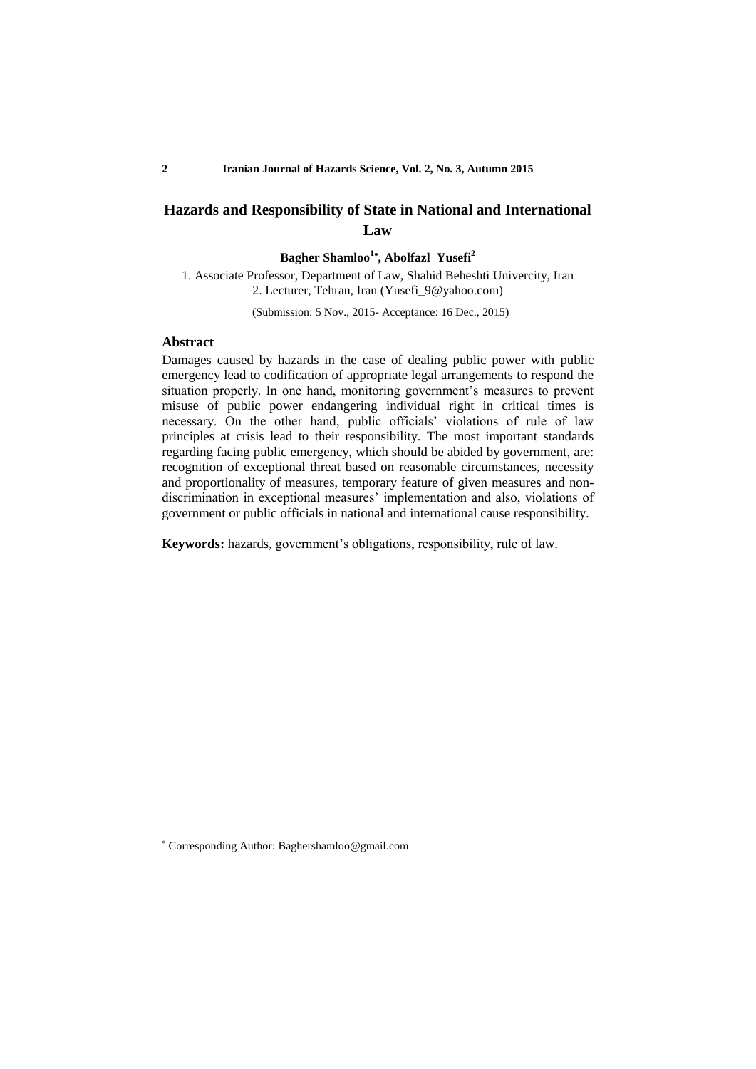# Hazards and Responsibility of State in National and International Law

**Bagher Shamloo[1*], Abolfazl Yusefi[2]**

1. Associate Professor, Department of Law, Shahid Beheshti Univercity, Iran
2. Lecturer, Tehran, Iran (Yusefi_9@yahoo.com)

(Submission: 5 Nov., 2015- Acceptance: 16 Dec., 2015)

## Abstract

Damages caused by hazards in the case of dealing public power with public emergency lead to codification of appropriate legal arrangements to respond the situation properly. In one hand, monitoring government's measures to prevent misuse of public power endangering individual right in critical times is necessary. On the other hand, public officials' violations of rule of law principles at crisis lead to their responsibility. The most important standards regarding facing public emergency, which should be abided by government, are: recognition of exceptional threat based on reasonable circumstances, necessity and proportionality of measures, temporary feature of given measures and non-discrimination in exceptional measures' implementation and also, violations of government or public officials in national and international cause responsibility.

**Keywords:** hazards, government's obligations, responsibility, rule of law.

---

[*] Corresponding Author: Baghershamloo@gmail.com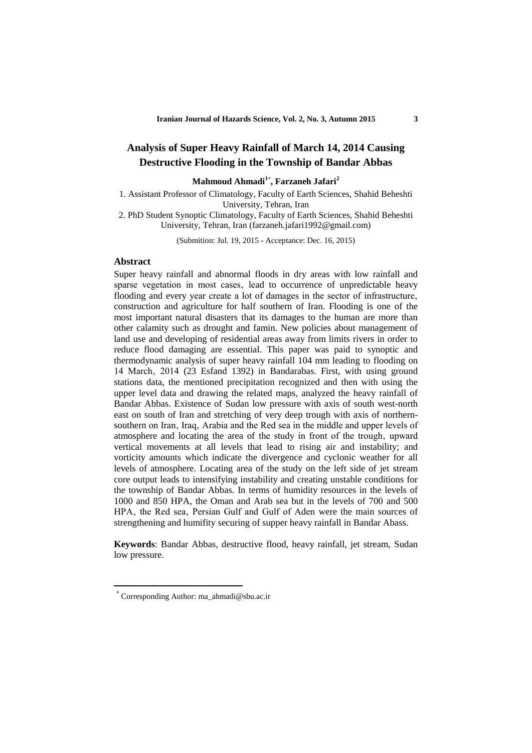# Analysis of Super Heavy Rainfall of March 14, 2014 Causing Destructive Flooding in the Township of Bandar Abbas

**Mahmoud Ahmadi[1*], Farzaneh Jafari[2]**

1. Assistant Professor of Climatology, Faculty of Earth Sciences, Shahid Beheshti University, Tehran, Iran
2. PhD Student Synoptic Climatology, Faculty of Earth Sciences, Shahid Beheshti University, Tehran, Iran (farzaneh.jafari1992@gmail.com)

(Submition: Jul. 19, 2015 - Acceptance: Dec. 16, 2015)

## Abstract

Super heavy rainfall and abnormal floods in dry areas with low rainfall and sparse vegetation in most cases, lead to occurrence of unpredictable heavy flooding and every year create a lot of damages in the sector of infrastructure, construction and agriculture for half southern of Iran. Flooding is one of the most important natural disasters that its damages to the human are more than other calamity such as drought and famin. New policies about management of land use and developing of residential areas away from limits rivers in order to reduce flood damaging are essential. This paper was paid to synoptic and thermodynamic analysis of super heavy rainfall 104 mm leading to flooding on 14 March, 2014 (23 Esfand 1392) in Bandarabas. First, with using ground stations data, the mentioned precipitation recognized and then with using the upper level data and drawing the related maps, analyzed the heavy rainfall of Bandar Abbas. Existence of Sudan low pressure with axis of south west-north east on south of Iran and stretching of very deep trough with axis of northern-southern on Iran, Iraq, Arabia and the Red sea in the middle and upper levels of atmosphere and locating the area of the study in front of the trough, upward vertical movements at all levels that lead to rising air and instability; and vorticity amounts which indicate the divergence and cyclonic weather for all levels of atmosphere. Locating area of the study on the left side of jet stream core output leads to intensifying instability and creating unstable conditions for the township of Bandar Abbas. In terms of humidity resources in the levels of 1000 and 850 HPA, the Oman and Arab sea but in the levels of 700 and 500 HPA, the Red sea, Persian Gulf and Gulf of Aden were the main sources of strengthening and humifity securing of supper heavy rainfall in Bandar Abass.

**Keywords**: Bandar Abbas, destructive flood, heavy rainfall, jet stream, Sudan low pressure.

---

[*] Corresponding Author: ma_ahmadi@sbu.ac.ir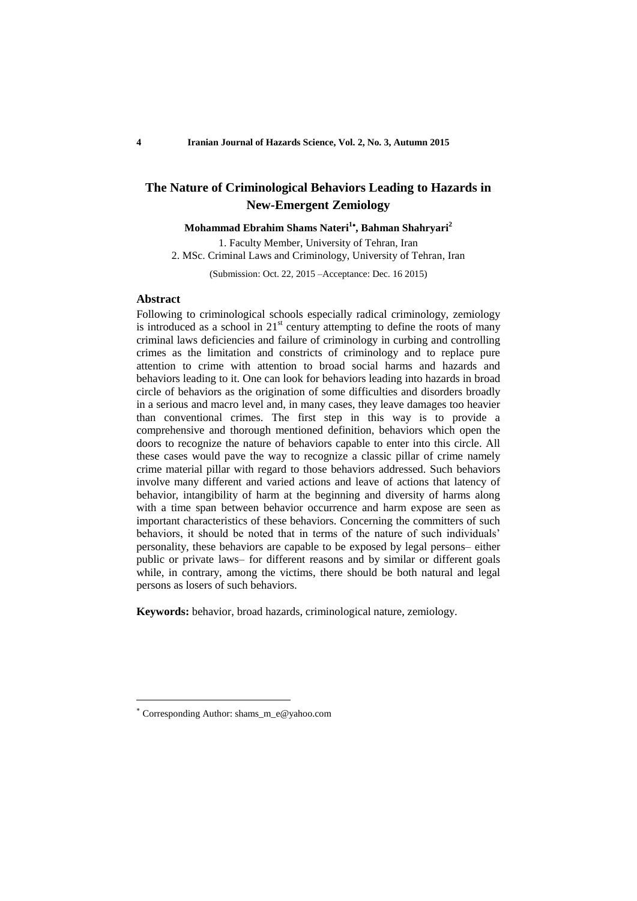# The Nature of Criminological Behaviors Leading to Hazards in New-Emergent Zemiology

**Mohammad Ebrahim Shams Nateri[1*], Bahman Shahryari[2]**

1. Faculty Member, University of Tehran, Iran
2. MSc. Criminal Laws and Criminology, University of Tehran, Iran

(Submission: Oct. 22, 2015 –Acceptance: Dec. 16 2015)

## Abstract

Following to criminological schools especially radical criminology, zemiology is introduced as a school in 21st century attempting to define the roots of many criminal laws deficiencies and failure of criminology in curbing and controlling crimes as the limitation and constricts of criminology and to replace pure attention to crime with attention to broad social harms and hazards and behaviors leading to it. One can look for behaviors leading into hazards in broad circle of behaviors as the origination of some difficulties and disorders broadly in a serious and macro level and, in many cases, they leave damages too heavier than conventional crimes. The first step in this way is to provide a comprehensive and thorough mentioned definition, behaviors which open the doors to recognize the nature of behaviors capable to enter into this circle. All these cases would pave the way to recognize a classic pillar of crime namely crime material pillar with regard to those behaviors addressed. Such behaviors involve many different and varied actions and leave of actions that latency of behavior, intangibility of harm at the beginning and diversity of harms along with a time span between behavior occurrence and harm expose are seen as important characteristics of these behaviors. Concerning the committers of such behaviors, it should be noted that in terms of the nature of such individuals' personality, these behaviors are capable to be exposed by legal persons– either public or private laws– for different reasons and by similar or different goals while, in contrary, among the victims, there should be both natural and legal persons as losers of such behaviors.

**Keywords:** behavior, broad hazards, criminological nature, zemiology.

---

[*] Corresponding Author: shams_m_e@yahoo.com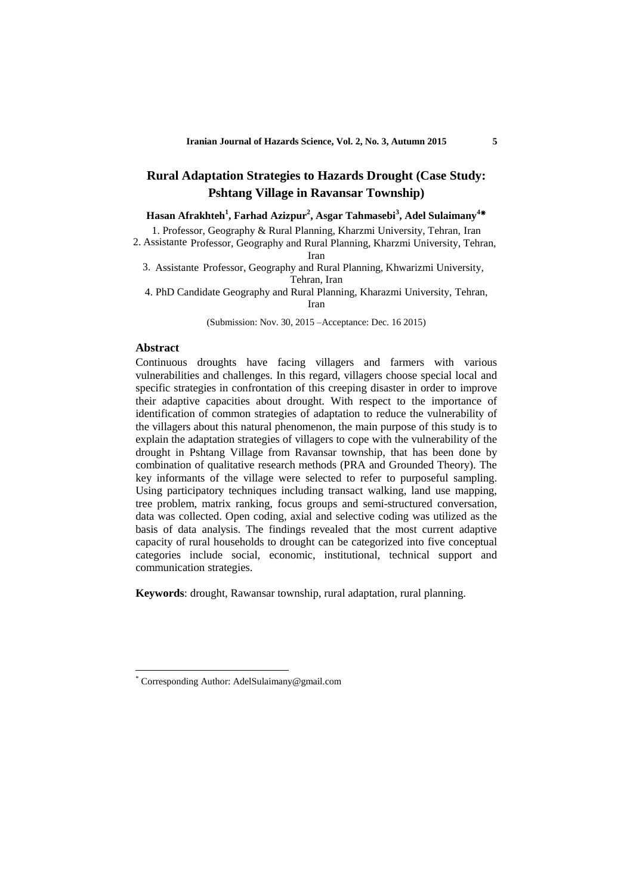# Rural Adaptation Strategies to Hazards Drought (Case Study: Pshtang Village in Ravansar Township)

**Hasan Afrakhteh[1], Farhad Azizpur[2], Asgar Tahmasebi[3], Adel Sulaimany[4*]**

1. Professor, Geography & Rural Planning, Kharzmi University, Tehran, Iran
2. Assistante Professor, Geography and Rural Planning, Kharzmi University, Tehran, Iran
3. Assistante Professor, Geography and Rural Planning, Khwarizmi University, Tehran, Iran
4. PhD Candidate Geography and Rural Planning, Kharazmi University, Tehran, Iran

(Submission: Nov. 30, 2015 –Acceptance: Dec. 16 2015)

## Abstract

Continuous droughts have facing villagers and farmers with various vulnerabilities and challenges. In this regard, villagers choose special local and specific strategies in confrontation of this creeping disaster in order to improve their adaptive capacities about drought. With respect to the importance of identification of common strategies of adaptation to reduce the vulnerability of the villagers about this natural phenomenon, the main purpose of this study is to explain the adaptation strategies of villagers to cope with the vulnerability of the drought in Pshtang Village from Ravansar township, that has been done by combination of qualitative research methods (PRA and Grounded Theory). The key informants of the village were selected to refer to purposeful sampling. Using participatory techniques including transact walking, land use mapping, tree problem, matrix ranking, focus groups and semi-structured conversation, data was collected. Open coding, axial and selective coding was utilized as the basis of data analysis. The findings revealed that the most current adaptive capacity of rural households to drought can be categorized into five conceptual categories include social, economic, institutional, technical support and communication strategies.

**Keywords**: drought, Rawansar township, rural adaptation, rural planning.

---

[*] Corresponding Author: AdelSulaimany@gmail.com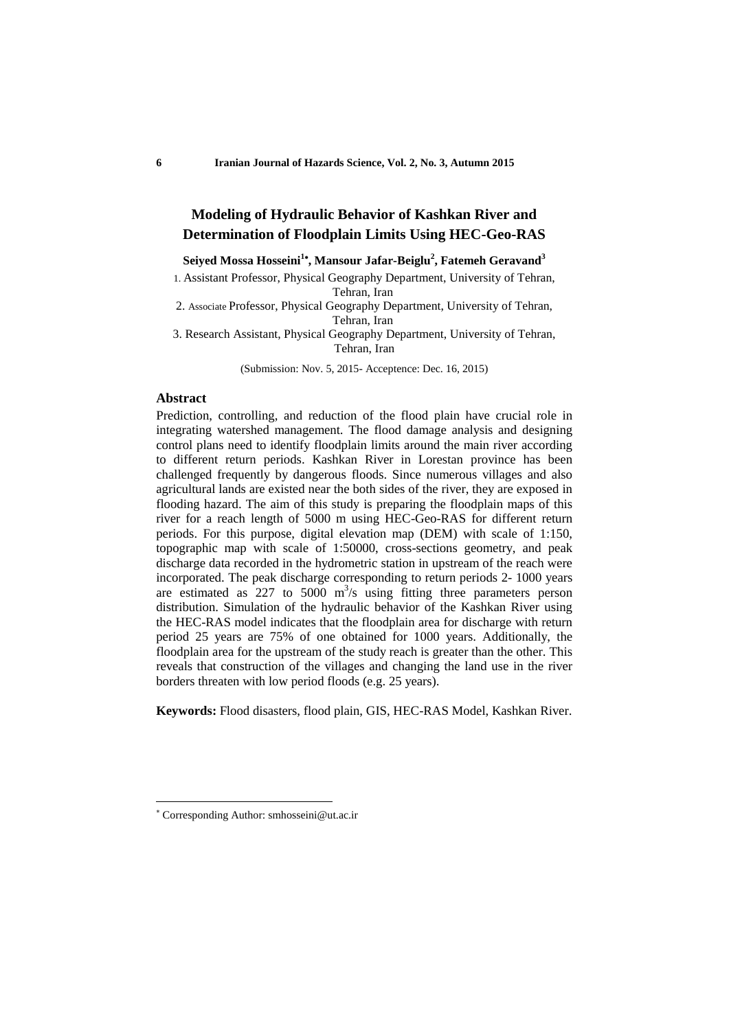# Modeling of Hydraulic Behavior of Kashkan River and Determination of Floodplain Limits Using HEC-Geo-RAS

**Seiyed Mossa Hosseini[1*], Mansour Jafar-Beiglu[2], Fatemeh Geravand[3]**

1. Assistant Professor, Physical Geography Department, University of Tehran, Tehran, Iran
2. Associate Professor, Physical Geography Department, University of Tehran, Tehran, Iran
3. Research Assistant, Physical Geography Department, University of Tehran, Tehran, Iran

(Submission: Nov. 5, 2015- Acceptence: Dec. 16, 2015)

## Abstract

Prediction, controlling, and reduction of the flood plain have crucial role in integrating watershed management. The flood damage analysis and designing control plans need to identify floodplain limits around the main river according to different return periods. Kashkan River in Lorestan province has been challenged frequently by dangerous floods. Since numerous villages and also agricultural lands are existed near the both sides of the river, they are exposed in flooding hazard. The aim of this study is preparing the floodplain maps of this river for a reach length of 5000 m using HEC-Geo-RAS for different return periods. For this purpose, digital elevation map (DEM) with scale of 1:150, topographic map with scale of 1:50000, cross-sections geometry, and peak discharge data recorded in the hydrometric station in upstream of the reach were incorporated. The peak discharge corresponding to return periods 2- 1000 years are estimated as 227 to 5000 $m^3/s$ using fitting three parameters person distribution. Simulation of the hydraulic behavior of the Kashkan River using the HEC-RAS model indicates that the floodplain area for discharge with return period 25 years are 75% of one obtained for 1000 years. Additionally, the floodplain area for the upstream of the study reach is greater than the other. This reveals that construction of the villages and changing the land use in the river borders threaten with low period floods (e.g. 25 years).

**Keywords:** Flood disasters, flood plain, GIS, HEC-RAS Model, Kashkan River.

---

* Corresponding Author: smhosseini@ut.ac.ir